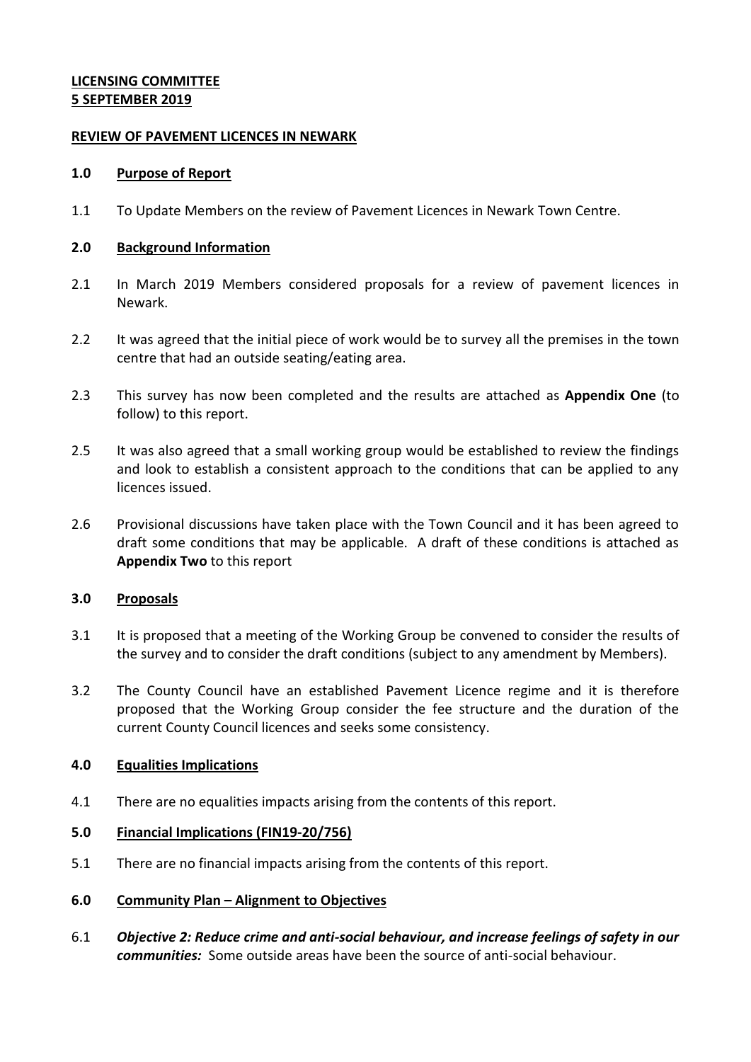**LICENSING COMMITTEE**
**5 SEPTEMBER 2019**

**REVIEW OF PAVEMENT LICENCES IN NEWARK**

## 1.0 Purpose of Report

1.1 To Update Members on the review of Pavement Licences in Newark Town Centre.

## 2.0 Background Information

2.1 In March 2019 Members considered proposals for a review of pavement licences in Newark.

2.2 It was agreed that the initial piece of work would be to survey all the premises in the town centre that had an outside seating/eating area.

2.3 This survey has now been completed and the results are attached as **Appendix One** (to follow) to this report.

2.5 It was also agreed that a small working group would be established to review the findings and look to establish a consistent approach to the conditions that can be applied to any licences issued.

2.6 Provisional discussions have taken place with the Town Council and it has been agreed to draft some conditions that may be applicable. A draft of these conditions is attached as **Appendix Two** to this report

## 3.0 Proposals

3.1 It is proposed that a meeting of the Working Group be convened to consider the results of the survey and to consider the draft conditions (subject to any amendment by Members).

3.2 The County Council have an established Pavement Licence regime and it is therefore proposed that the Working Group consider the fee structure and the duration of the current County Council licences and seeks some consistency.

## 4.0 Equalities Implications

4.1 There are no equalities impacts arising from the contents of this report.

## 5.0 Financial Implications (FIN19-20/756)

5.1 There are no financial impacts arising from the contents of this report.

## 6.0 Community Plan – Alignment to Objectives

6.1 ***Objective 2: Reduce crime and anti-social behaviour, and increase feelings of safety in our communities:*** Some outside areas have been the source of anti-social behaviour.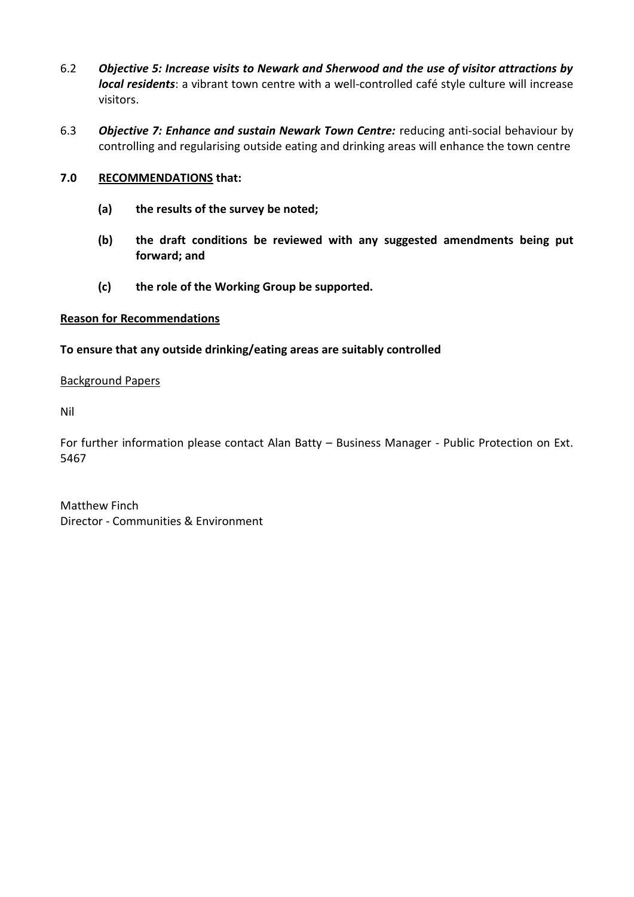6.2 ***Objective 5: Increase visits to Newark and Sherwood and the use of visitor attractions by local residents***: a vibrant town centre with a well-controlled café style culture will increase visitors.

6.3 ***Objective 7: Enhance and sustain Newark Town Centre:*** reducing anti-social behaviour by controlling and regularising outside eating and drinking areas will enhance the town centre

## 7.0 RECOMMENDATIONS that:

**(a) the results of the survey be noted;**

**(b) the draft conditions be reviewed with any suggested amendments being put forward; and**

**(c) the role of the Working Group be supported.**

**Reason for Recommendations**

**To ensure that any outside drinking/eating areas are suitably controlled**

Background Papers

Nil

For further information please contact Alan Batty – Business Manager - Public Protection on Ext. 5467

Matthew Finch
Director - Communities & Environment